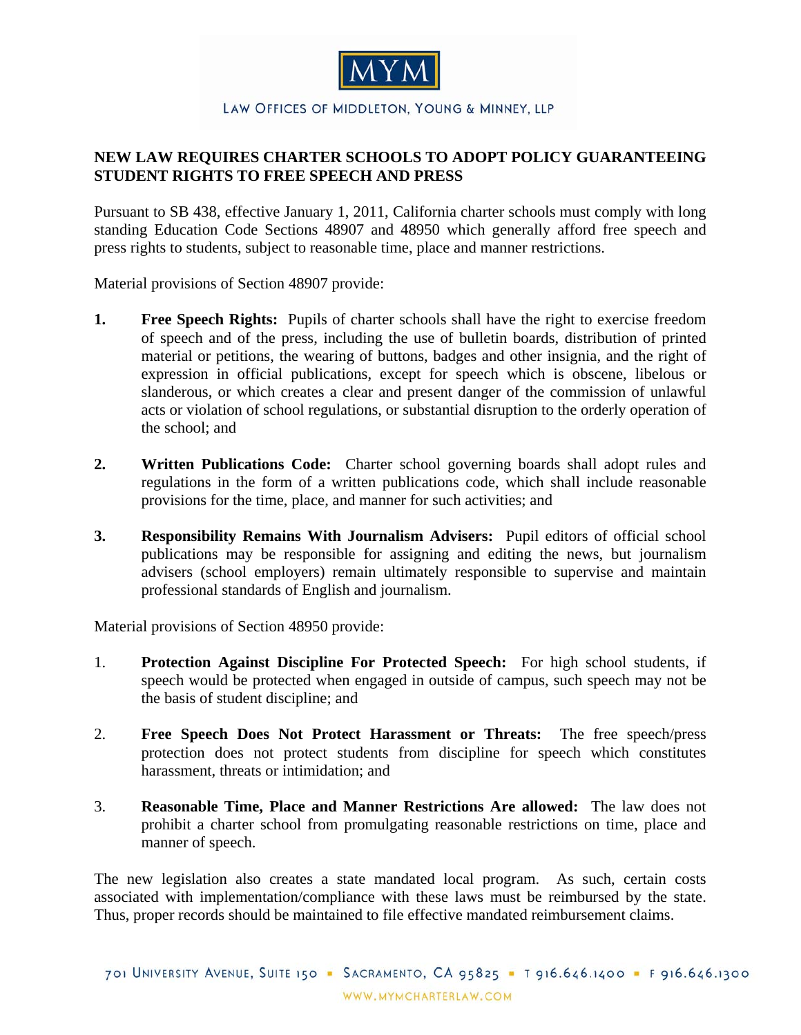MYM

LAW OFFICES OF MIDDLETON, YOUNG & MINNEY, LLP

## NEW LAW REQUIRES CHARTER SCHOOLS TO ADOPT POLICY GUARANTEEING STUDENT RIGHTS TO FREE SPEECH AND PRESS

Pursuant to SB 438, effective January 1, 2011, California charter schools must comply with long standing Education Code Sections 48907 and 48950 which generally afford free speech and press rights to students, subject to reasonable time, place and manner restrictions.

Material provisions of Section 48907 provide:

1. **Free Speech Rights:** Pupils of charter schools shall have the right to exercise freedom of speech and of the press, including the use of bulletin boards, distribution of printed material or petitions, the wearing of buttons, badges and other insignia, and the right of expression in official publications, except for speech which is obscene, libelous or slanderous, or which creates a clear and present danger of the commission of unlawful acts or violation of school regulations, or substantial disruption to the orderly operation of the school; and

2. **Written Publications Code:** Charter school governing boards shall adopt rules and regulations in the form of a written publications code, which shall include reasonable provisions for the time, place, and manner for such activities; and

3. **Responsibility Remains With Journalism Advisers:** Pupil editors of official school publications may be responsible for assigning and editing the news, but journalism advisers (school employers) remain ultimately responsible to supervise and maintain professional standards of English and journalism.

Material provisions of Section 48950 provide:

1. **Protection Against Discipline For Protected Speech:** For high school students, if speech would be protected when engaged in outside of campus, such speech may not be the basis of student discipline; and

2. **Free Speech Does Not Protect Harassment or Threats:** The free speech/press protection does not protect students from discipline for speech which constitutes harassment, threats or intimidation; and

3. **Reasonable Time, Place and Manner Restrictions Are allowed:** The law does not prohibit a charter school from promulgating reasonable restrictions on time, place and manner of speech.

The new legislation also creates a state mandated local program. As such, certain costs associated with implementation/compliance with these laws must be reimbursed by the state. Thus, proper records should be maintained to file effective mandated reimbursement claims.

701 UNIVERSITY AVENUE, SUITE 150 ▪ SACRAMENTO, CA 95825 ▪ T 916.646.1400 ▪ F 916.646.1300

WWW.MYMCHARTERLAW.COM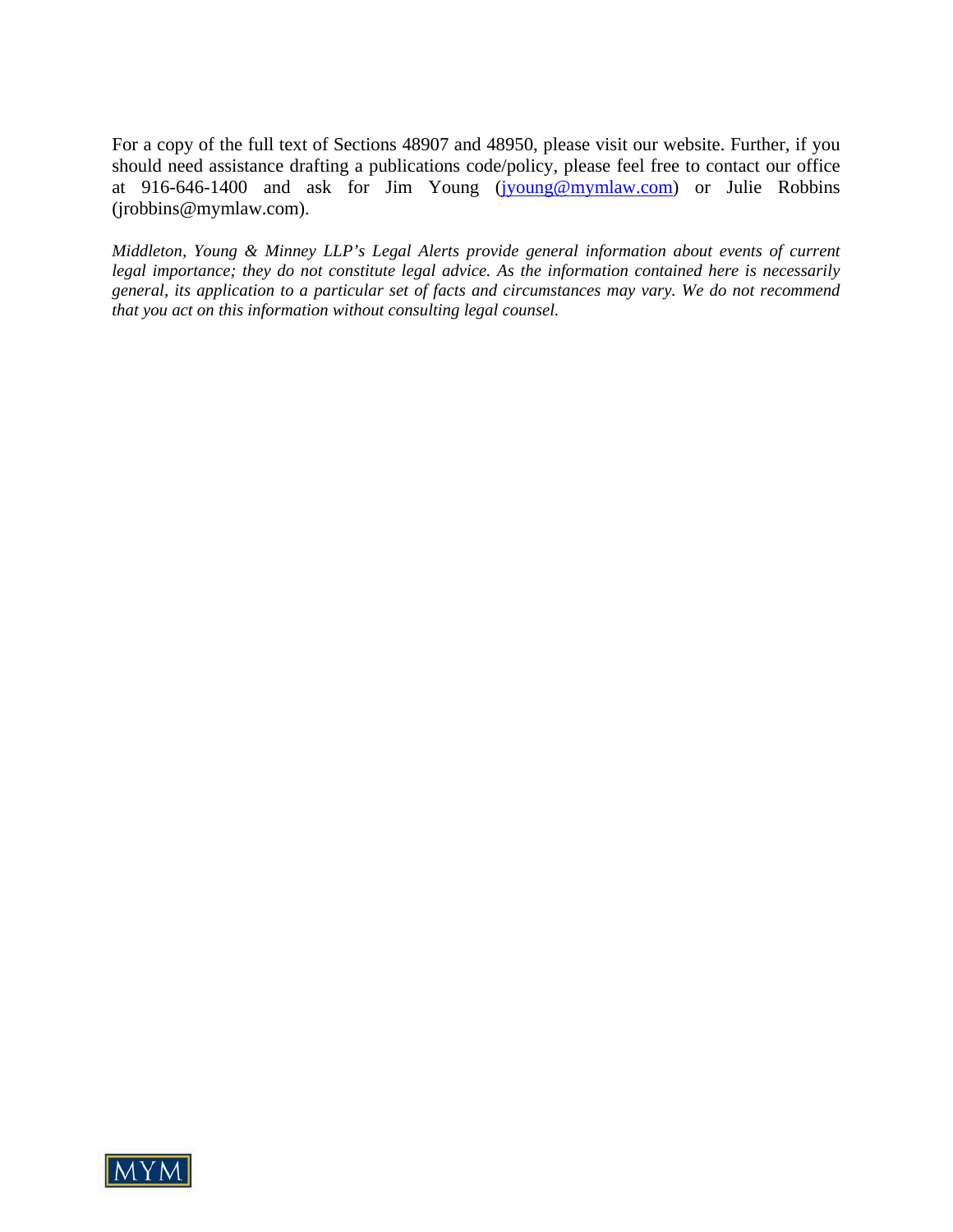For a copy of the full text of Sections 48907 and 48950, please visit our website. Further, if you should need assistance drafting a publications code/policy, please feel free to contact our office at 916-646-1400 and ask for Jim Young (jyoung@mymlaw.com) or Julie Robbins (jrobbins@mymlaw.com).

*Middleton, Young & Minney LLP's Legal Alerts provide general information about events of current legal importance; they do not constitute legal advice. As the information contained here is necessarily general, its application to a particular set of facts and circumstances may vary. We do not recommend that you act on this information without consulting legal counsel.*

MYM